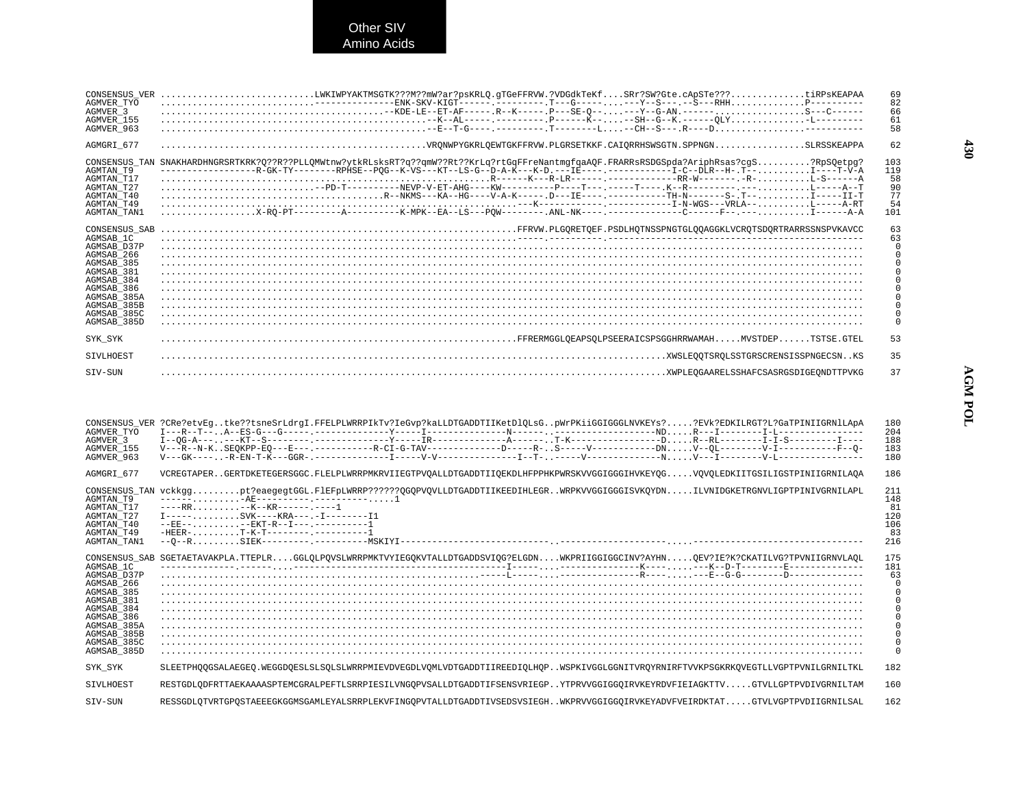**Other SIV Amino Acids**

```
CONSENSUS_VER ............................LWKIWPYAKTMSGTK???M??mW?ar?psKRLQ.gTGeFFRVW.?VDGdkTeKf....SRr?SW?Gte.cApSTe???.............tiRPsKEAPAA    69
AGMVER_TYO    ............................--------------ENK-SKV-KIGT------.---------.T---G-------.---Y--S---.--S---RHH.............P----------    82
AGMVER_3      .........................................--KDE-LE--ET-AF-----.R--K-----.P---SE-Q--.......--Y--G-AN.------................S---C------    66
AGMVER_155    ..............................................--K--AL-----.---------.P------K--.......SH--G--K.------QLY..............-L---------    61
AGMVER_963    ..............................................--E--T-G----.---------.T--------L.....-CH--S---.R----D...............-----------    58

AGMGRI_677    ..............................................VRQNWPYGKRLQEWTGKFFRVW.PLGRSETKKF.CAIQRRHSWSGTN.SPPNGN................SLRSSKEAPPA    62

CONSENSUS_TAN SNAKHARDHNGRSRTKRK?Q??R??PLLQMWtnw?ytkRLsksRT?q??qmW??Rt??KrLq?rtGqFFreNantmgfqaAQF.FRARRsRSDGSpda?AriphRsas?cgS..........?RpSQetpg?   103
AGMTAN_T9     -----------------R-GK-TY--------RPHSE--PQG--K-VS---KT--LS-G--D-A-K---K-D.---IE----.-----------I-C--DLR--H-.T-..........I----T-V-A   119
AGMTAN_T17    ........................................................R------K---R-LR------.------------RR-W-------.-R-..........L-S------A    58
AGMTAN_T27    ............................--PD-T----------NEVP-V-ET-AHG----KW---------P----T---.-----T----.K--R--------.-...........L-----A--T    90
AGMTAN_T40    .......................................R--NKMS---KA--HG----V-A-K-----.D---IE----.-----------TH-N-------S-.T-..........I-----II-T    77
AGMTAN_T49    .............................................................---K------------.-----------I-N-WGS---VRLA--..........L-----A-RT    54
AGMTAN_TAN1   .................X-RQ-PT---------A----------K-MPK--EA--LS--PQW--------.ANL-NK----.-------------C------F--.-..........I------A-A   101

CONSENSUS_SAB ...............................................................FFRVW.PLGQRETQEF.PSDLHQTNSSPNGTGLQQAGGKLVCRQTSDQRTRARRSSNSPVKAVCC    63
AGMSAB_1C     ...............................................................-----.----------.--------------------------------------------------    63
AGMSAB_D37P   ..........................................................................................................................    0
AGMSAB_266    ..........................................................................................................................    0
AGMSAB_385    ..........................................................................................................................    0
AGMSAB_381    ..........................................................................................................................    0
AGMSAB_384    ..........................................................................................................................    0
AGMSAB_386    ..........................................................................................................................    0
AGMSAB_385A   ..........................................................................................................................    0
AGMSAB_385B   ..........................................................................................................................    0
AGMSAB_385C   ..........................................................................................................................    0
AGMSAB_385D   ..........................................................................................................................    0

SYK_SYK       ...............................................................FFRERMGGLQEAPSQLPSEERAICSPSGGHRRWAMAH.....MVSTDEP......TSTSE.GTEL    53

SIVLHOEST     ...........................................................................................XWSLEQQTSRQLSSTGRSCRENSISSPNGECSN..KS    35

SIV-SUN       ...........................................................................................XWPLEQGAARELSSHAFCSASRGSDIGEQNDTTPVKG    37


CONSENSUS_VER ?CRe?etvEg..tke??tsneSrLdrgI.FFELPLWRRPIkTv?IeGvp?kaLLDTGADDTIIKetDlQLsG..pWrPKiiGGIGGGLNVKEYs?.....?EVk?EDKILRGT?L?GaTPINIIGRNlLApA   180
AGMVER_TYO    I---R--T--..A--ES-G---G-----.-------------Y-----I--------------N------..------------------ND.....R---I--------I-L---------------   204
AGMVER_3      I--QG-A---..---KT--S--------.-------------Y-----IR-------------A------..T-K----------------D.....R--RL--------I-I-S----------I----   188
AGMVER_155    V---R--N-K..SEQKPP-EQ---E---.-----------R-CI-G-TAV--------------D-----R-..S-----V------------DN.....V--QL--------V-I----------F--Q-   183
AGMVER_963    V---GK-----..-R-EN-T-K---GGR-.--------------I-----V-V--------------I--T-..-----V-------------N.....V---I--------V-L---------------   180

AGMGRI_677    VCREGTAPER..GERTDKETEGERSGGC.FLELPLWRRPMKRVIIEGTPVQALLDTGADDTIIQEKDLHFPPHKPWRSKVVGGIGGGIHVKEYQG.....VQVQLEDKIITGSILIGSTPINIIGRNILAQA   186

CONSENSUS_TAN vckkgg.........pt?eaegegtGGL.FlEFpLWRRP??????QGQPVQVLLDTGADDTIIKEEDIHLEGR..WRPKVVGGIGGISVKQYDN.....ILVNIDGKETRGNVLIGPTPINIVGRNILAPL   211
AGMTAN_T9     -----.........-AE----------.-----------.....1                                                                                       148
AGMTAN_T17    ----RR.........--K--KR---------1                                                                                                     81
AGMTAN_T27    I-----.........SVK----KRA---.-I--------I1                                                                                           120
AGMTAN_T40    --EE--.........--EKT-R--I---.-----------1                                                                                           106
AGMTAN_T49    -HEER-.........T-K-T---------.----------1                                                                                            83
AGMTAN_TAN1   --Q--R.........SIEK---------.---------MSKIYI---------------------------..-------------------.....-----------------------------   216

CONSENSUS_SAB SGETAETAVAKPLA.TTEPLR....GGLQLPQVSLWRRPMKTVYIEGQKVTALLDTGADDSVIQG?ELGDN....WKPRIIGGIGGCINV?AYHN.....QEV?IE?K?CKATILVG?TPVNIIGRNVLAQL   175
AGMSAB_1C     --------------.------....------------------------------------------I-----....--------------K----.....---K--D-T--------E-------------   181
AGMSAB_D37P   .............................................................-----L-----....--------------R----.....---E--G-G--------D-------------    63
AGMSAB_266    ..........................................................................................................................    0
AGMSAB_385    ..........................................................................................................................    0
AGMSAB_381    ..........................................................................................................................    0
AGMSAB_384    ..........................................................................................................................    0
AGMSAB_386    ..........................................................................................................................    0
AGMSAB_385A   ..........................................................................................................................    0
AGMSAB_385B   ..........................................................................................................................    0
AGMSAB_385C   ..........................................................................................................................    0
AGMSAB_385D   ..........................................................................................................................    0

SYK_SYK       SLEETPHQQGSALAEGEQ.WEGGDQESLSLSQLSLWRRPMIEVDVEGDLVQMLVDTGADDTIIREEDIQLHQP..WSPKIVGGLGGNITVRQYRNIRFTVVKPSGKRKQVEGTLLVGPTPVNILGRNILTKL   182

SIVLHOEST     RESTGDLQDFRTTAEKAAAASPTEMCGRALPEFTLSRRPIESILVNGQPVSALLDTGADDTIFSENSVRIEGP..YTPRVVGGIGGQIRVKEYRDVFIEIAGKTTV.....GTVLLGPTPVDIVGRNILTAM   160

SIV-SUN       RESSGDLQTVRTGPQSTAEEEGKGGMSGAMLEYALSRRPLEKVFINGQPVTALLDTGADDTIVSEDSVSIEGH..WKPRVVGGIGGQIRVKEYADVFVEIRDKTAT.....GTVLVGPTPVDIIGRNILSAL   162
```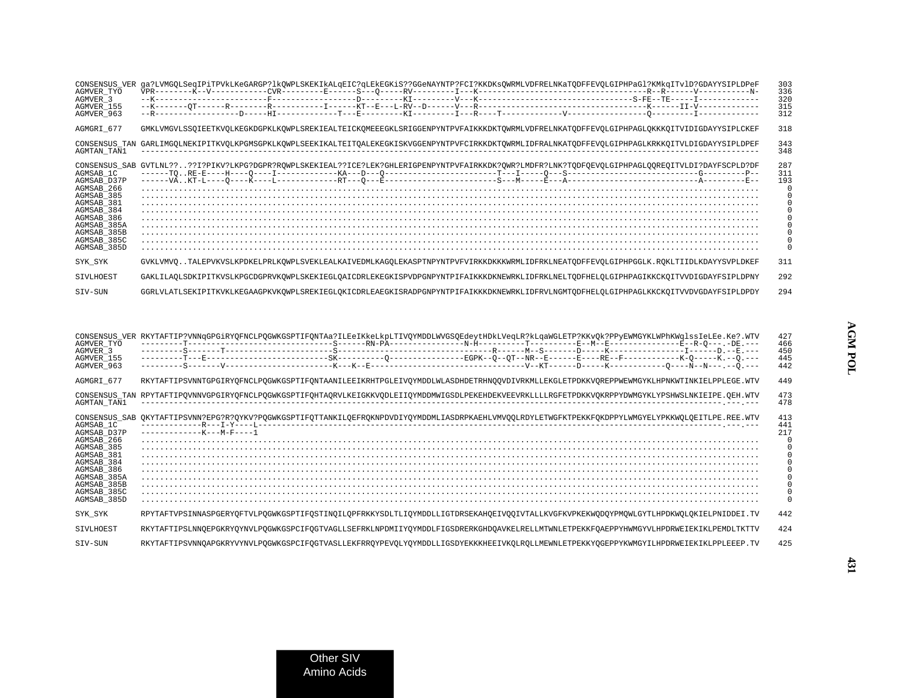```
CONSENSUS_VER ga?LVMGQLSeqIPiTPVkLKeGARGP?lkQWPLSKEKIkALqEIC?qLEkEGKiS??GGeNAYNTP?FCI?KKDKsQWRMLVDFRELNKaTQDFFEVQLGIPHPaGl?KMkqITvlD?GDAYYSIPLDPeF   303
AGMVER_TYO    VPR--------K--V------------CVR---------E------S---Q-----RV---------I---K------------------------------------R--R------V-----------N-   336
AGMVER_3      --K------------------------F------------------D---------KI---------V---K---------------------------------S-FE--TE-----I-------------   320
AGMVER_155    --K-------QT------R--------R-----------I------KT--E---L-RV--D------V---R------------------------------------K------II-V-------------   315
AGMVER_963    --R------------------D-----HI------------T---E---------KI---------I---R----T-------------V-----------------Q---------I-------------   312

AGMGRI_677    GMKLVMGVLSSQIEETKVQLKEGKDGPKLKQWPLSREKIEALTEICKQMEEEGKLSRIGGENPYNTPVFAIKKKDKTQWRMLVDFRELNKATQDFFEVQLGIPHPAGLQKKKQITVIDIGDAYYSIPLCKEF   318

CONSENSUS_TAN GARLIMGQLNEKIPITKVQLKPGMSGPKLKQWPLSEEKIKALTEITQALEKEGKISKVGGENPYNTPVFCIRKKDKTQWRMLIDFRALNKATQDFFEVQLGIPHPAGLKRKKQITVLDIGDAYYSIPLDPEF   343
AGMTAN_TAN1   ------------------------------------------------------------------------------------------------------------------------------------   348

CONSENSUS_SAB GVTLNL??..??I?PIKV?LKPG?DGPR?RQWPLSKEKIEAL??ICE?LEK?GHLERIGPENPYNTPVFAIRKKDK?QWR?LMDFR?LNK?TQDFQEVQLGIPHPAGLQQREQITVLDI?DAYFSCPLD?DF   287
AGMSAB_1C     ------TQ..RE-E----H----Q----I------------KA---D---Q-----------------------T---I-----Q---S---------------------------G---------P--   311
AGMSAB_D37P   ------VA..KT-L----Q----K----L------------RT---Q---E-----------------------S---M-----E---A---------------------------A---------E--   193
AGMSAB_266    ....................................................................................................................................     0
AGMSAB_385    ....................................................................................................................................     0
AGMSAB_381    ....................................................................................................................................     0
AGMSAB_384    ....................................................................................................................................     0
AGMSAB_386    ....................................................................................................................................     0
AGMSAB_385A   ....................................................................................................................................     0
AGMSAB_385B   ....................................................................................................................................     0
AGMSAB_385C   ....................................................................................................................................     0
AGMSAB_385D   ....................................................................................................................................     0

SYK_SYK       GVKLVMVQ..TALEPVKVSLKPDKELPRLKQWPLSVEKLEALKAIVEDMLKAGQLEKASPTNPYNTPVFVIRKKDKKKWRMLIDFRKLNEATQDFFEVQLGIPHPGGLK.RQKLTIIDLKDAYYSVPLDKEF   311

SIVLHOEST     GAKLILAQLSDKIPITKVSLKPGCDGPRVKQWPLSKEKIEGLQAICDRLEKEGKISPVDPGNPYNTPIFAIKKKDKNEWRKLIDFRKLNELTQDFHELQLGIPHPAGIKKCKQITVVDIGDAYFSIPLDPNY   292

SIV-SUN       GGRLVLATLSEKIPITKVKLKEGAAGPKVKQWPLSREKIEGLQKICDRLEAEGKISRADPGNPYNTPIFAIKKKDKNEWRKLIDFRVLNGMTQDFHELQLGIPHPAGLKKCKQITVVDVGDAYFSIPLDPDY   294


CONSENSUS_VER RKYTAFTIP?VNNqGPGiRYQFNCLPQGWKGSPTIFQNTAa?ILEeIKkeLkpLTIVQYMDDLWVGSQEdeytHDkLVeqLR?kLqaWGLETP?KKvQk?PPyEWMGYKLWPhKWqlssIeLEe.Ke?.WTV   427
AGMVER_TYO    ---------T-------------------------------S------RN-PA----------------N-H----------T----------E--M--E---------------E--R-Q---.-DE.---   466
AGMVER_3      ---------S-------T-----------------------S---------------------------------R------M--S-------D-----K----------------I------D.--E.---   450
AGMVER_155    ---------T---E---------------------------SK----------Q----------------EGPK--Q--QT--NR--E------E----RE--F------------K-Q-----K.--Q.---   445
AGMVER_963    ---------S-------V-----------------------K---K--E--------------------------------V--KT------D-----K------------Q----N--N---.--Q.---   442

AGMGRI_677    RKYTAFTIPSVNNTGPGIRYQFNCLPQGWKGSPTIFQNTAANILEEIKRHTPGLEIVQYMDDLWLASDHDETRHNQQVDIVRKMLLEKGLETPDKKVQREPPWEWMGYKLHPNKWTINKIELPPLEGE.WTV   449

CONSENSUS_TAN RPYTAFTIPQVNNVGPGIRYQFNCLPQGWKGSPTIFQHTAQRVLKEIGKKVQDLEIIQYMDDMWIGSDLPEKEHDEKVEEVRKLLLLRGFETPDKKVQKRPPYDWMGYKLYPSHWSLNKIEIPE.QEH.WTV   473
AGMTAN_TAN1   ------------------------------------------------------------------------------------------------------------------------.---.---   478

CONSENSUS_SAB QKYTAFTIPSVNN?EPG?R?QYKV?PQGWKGSPTIFQTTANKILQEFRQKNPDVDIYQYMDDMLIASDRPKAEHLVMVQQLRDYLETWGFKTPEKKFQKDPPYLWMGYELYPKKWQLQEITLPE.REE.WTV   413
AGMSAB_1C     -------------R---I-Y----L-----------------------------------------------------------------------------------------------.---.---   441
AGMSAB_D37P   -------------K---M-F----1                                                                                                          217
AGMSAB_266    ....................................................................................................................................     0
AGMSAB_385    ....................................................................................................................................     0
AGMSAB_381    ....................................................................................................................................     0
AGMSAB_384    ....................................................................................................................................     0
AGMSAB_386    ....................................................................................................................................     0
AGMSAB_385A   ....................................................................................................................................     0
AGMSAB_385B   ....................................................................................................................................     0
AGMSAB_385C   ....................................................................................................................................     0
AGMSAB_385D   ....................................................................................................................................     0

SYK_SYK       RPYTAFTVPSINNASPGERYQFTVLPQGWKGSPTIFQSTINQILQPFRKKYSDLTLIQYMDDLLIGTDRSEKAHQEIVQQIVTALLKVGFKVPEKKWQDQYPMQWLGYTLHPDKWQLQKIELPNIDDEI.TV   442

SIVLHOEST     RKYTAFTIPSLNNQEPGKRYQYNVLPQGWKGSPCIFQGTVAGLLSEFRKLNPDMIIYQYMDDLFIGSDRERKGHDQAVKELRELLMTWNLETPEKKFQAEPPYHWMGYVLHPDRWEIEKIKLPEMDLTKTTV   424

SIV-SUN       RKYTAFTIPSVNNQAPGKRYVYNVLPQGWKGSPCIFQGTVASLLEKFRRQYPEVQLYQYMDDLLIGSDYEKKKHEEIVKQLRQLLMEWNLETPEKKYQGEPPYKWMGYILHPDRWEIEKIKLPPLEEEP.TV   425
```

Other SIV Amino Acids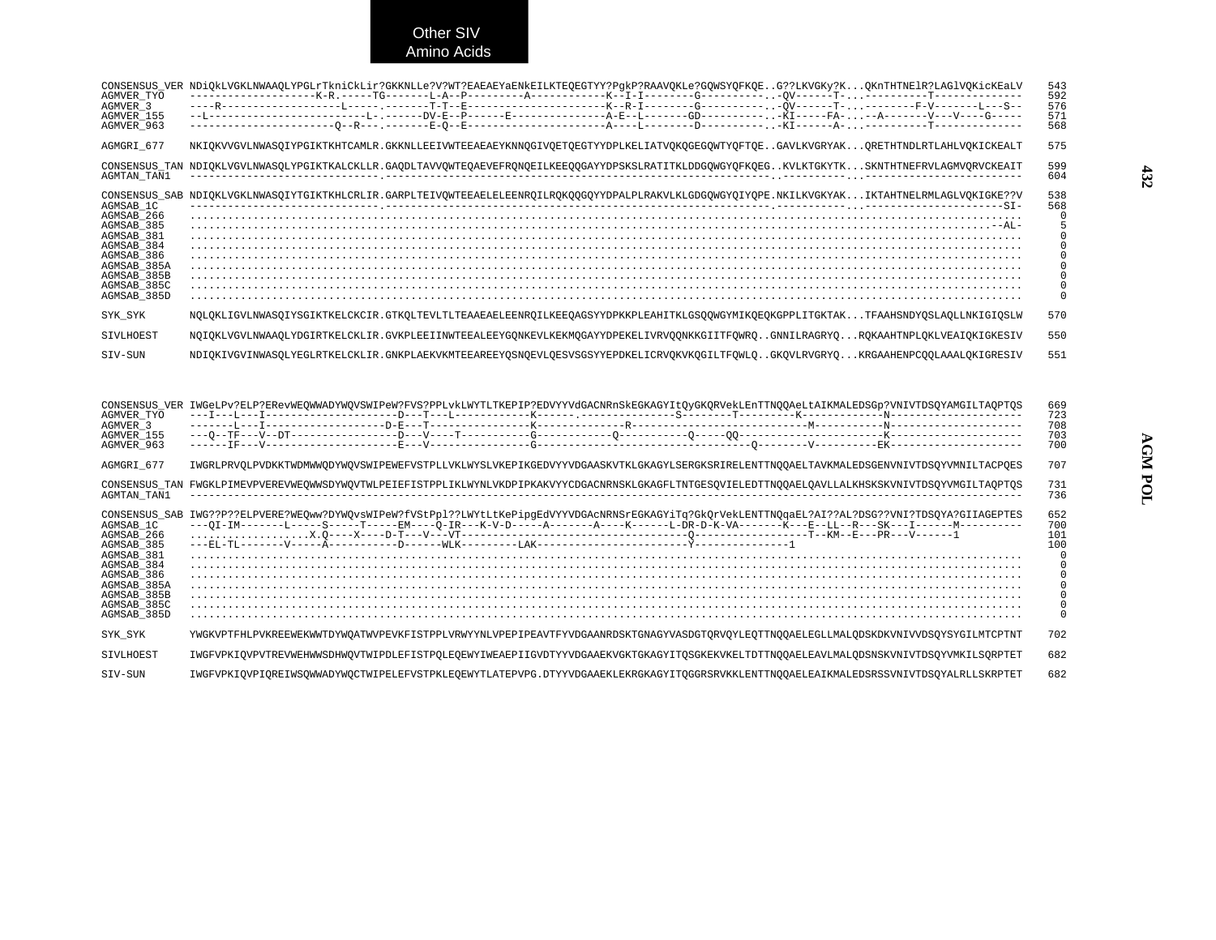# Other SIV Amino Acids

```
CONSENSUS_VER NDiQkLVGKLNWAAQLYPGLrTkniCkLir?GKKNLLe?V?WT?EAEAEYaENkEILKTEQEGTYY?PgkP?RAAVQKLe?GQWSYQFKQE..G??LKVGKy?K...QKnTHTNElR?LAGlVQKicKEaLV    543
AGMVER_TYO    --------------------K-R.-----TG-------L-A--P---------A-----------K--I-I--------G----------..-QV------T-...----------T-------------    592
AGMVER_3      ----R------------------L-----.-------T-T--E---------------------K--R-I--------G----------..-QV------T-...--------F-V-------L---S--    576
AGMVER_155    --L-------------------------L-.------DV-E--P------E--------------A-E--L-------GD---------..-KI-----FA-...--A-------V---V----G-----    571
AGMVER_963    ----------------------Q--R---.-------E-Q--E---------------------A----L--------D----------..-KI------A-...----------T-------------    568

AGMGRI_677    NKIQKVVGVLNWASQIYPGIKTKHTCAMLR.GKKNLLEEIVWTEEAEAEYKNNQGIVQETQEGTYYDPLKELIATVQKQGEGQWTYQFTQE..GAVLKVGRYAK...QRETHTNDLRTLAHLVQKICKEALT    575

CONSENSUS_TAN NDIQKLVGVLNWASQLYPGIKTKALCKLLR.GAQDLTAVVQWTEQAEVEFRQNQEILKEEQQGAYYDPSKSLRATITKLDDGQWGYQFKQEG..KVLKTGKYTK...SKNTHTNEFRVLAGMVQRVCKEAIT    599
AGMTAN_TAN1   ------------------------------.--------------------------------------------------------------..----------...-------------------------    604

CONSENSUS_SAB NDIQKLVGKLNWASQIYTGIKTKHLCRLIR.GARPLTEIVQWTEEAELELEENRQILRQKQQGQYYDPALPLRAKVLKLGDGQWGYQIYQPE.NKILKVGKYAK...IKTAHTNELRMLAGLVQKIGKE??V    538
AGMSAB_1C     ------------------------------.-----------------------------------------------------------.-----------...---------------------SI-    568
AGMSAB_266    ...................................................................................................................................    0
AGMSAB_385    .................................................................................................................................--AL-    5
AGMSAB_381    ...................................................................................................................................    0
AGMSAB_384    ...................................................................................................................................    0
AGMSAB_386    ...................................................................................................................................    0
AGMSAB_385A   ...................................................................................................................................    0
AGMSAB_385B   ...................................................................................................................................    0
AGMSAB_385C   ...................................................................................................................................    0
AGMSAB_385D   ...................................................................................................................................    0

SYK_SYK       NQLQKLIGVLNWASQIYSGIKTKELCKCIR.GTKQLTEVLTLTEAAEAELEENRQILKEEQAGSYYDPKKPLEAHITKLGSQQWGYMIKQEQKGPPLITGKTAK...TFAAHSNDYQSLAQLLNKIGIQSLW    570

SIVLHOEST     NQIQKLVGVLNWAAQLYDGIRTKELCKLIR.GVKPLEEIINWTEEALEEYGQNKEVLKEKMQGAYYDPEKELIVRVQQNKKGIITFQWRQ..GNNILRAGRYQ...RQKAAHTNPLQKLVEAIQKIGKESIV    550

SIV-SUN       NDIQKIVGVINWASQLYEGLRTKELCKLIR.GNKPLAEKVKMTEEAREEYQSNQEVLQESVSGSYYEPDKELICRVQKVKQGILTFQWLQ..GKQVLRVGRYQ...KRGAAHENPCQQLAAALQKIGRESIV    551


CONSENSUS_VER IWGeLPv?ELP?ERevWEQWWADYWQVSWIPeW?FVS?PPLvkLWYTLTKEPIP?EDVYYVdGACNRnSkEGKAGYItQyGKQRVekLEnTTNQQAeLtAIKMALEDSGp?VNIVTDSQYAMGILTAQPTQS    669
AGMVER_TYO    ---I---L---I--------------------D---T---L-----------K------.--------------S--------T---------K------------N---------------------    723
AGMVER_3      -------L---I-------------------D-E---T----------------K-------------R----------------------------M-----------N---------------------    708
AGMVER_155    ---Q--TF---V--DT-----------------D---V----T-----------G------------Q-----------Q-----QQ----------------------K---------------------    703
AGMVER_963    ------IF---V---------------------E---V----------------G---------------------------------------Q--------V----------EK---------------------    700

AGMGRI_677    IWGRLPRVQLPVDKKTWDMWWQDYWQVSWIPEWEFVSTPLLVKLWYSLVKEPIKGEDVYYVDGAASKVTKLGKAGYLSERGKSRIRELENTTNQQAELTAVKMALEDSGENVNIVTDSQYVMNILTACPQES    707

CONSENSUS_TAN FWGKLPIMEVPVEREVWEQWWSDYWQVTWLPEIEFISTPPLIKLWYNLVKDPIPKAKVYYCDGACNRNSKLGKAGFLTNTGESQVIELEDTTNQQAELQAVLLALKHSKSKVNIVTDSQYVMGILTAQPTQS    731
AGMTAN_TAN1   ----------------------------------------------------------------------------------------------------------------------------------------    736

CONSENSUS_SAB IWG??P??ELPVERE?WEQww?DYWQvsWIPeW?fVStPpl??LWYtLtKePipgEdVYYVDGAcNRNSrEGKAGYiTq?GkQrVekLENTTNQqaEL?AI??AL?DSG??VNI?TDSQYA?GIIAGEPTES    652
AGMSAB_1C     ---QI-IM-------L-----S-----T-----EM----Q-IR---K-V-D-----A-------A----K------L-DR-D-K-VA-------K---E--LL--R---SK---I------M----------    700
AGMSAB_266    ..................X.Q----X----D-T---V---VT-----------------------------------Q------------------T--KM--E---PR---V------1    101
AGMSAB_385    ---EL-TL-------V-----A----------D------WLK---------LAK------------------------Y---------------1    100
AGMSAB_381    ...................................................................................................................................    0
AGMSAB_384    ...................................................................................................................................    0
AGMSAB_386    ...................................................................................................................................    0
AGMSAB_385A   ...................................................................................................................................    0
AGMSAB_385B   ...................................................................................................................................    0
AGMSAB_385C   ...................................................................................................................................    0
AGMSAB_385D   ...................................................................................................................................    0

SYK_SYK       YWGKVPTFHLPVKREEWEKWWTDYWQATWVPEVKFISTPPLVRWYYNLVPEPIPEAVTFYVDGAANRDSKTGNAGYVASDGTQRVQYLEQTTNQQAELEGLLMALQDSKDKVNIVVDSQYSYGILMTCPTNT    702

SIVLHOEST     IWGFVPKIQVPVTREVWEHWWSDHWQVTWIPDLEFISTPQLEQEWYIWEAEPIIGVDTYYVDGAAEKVGKTGKAGYITQSGKEKVKELTDTTNQQAELEAVLMALQDSNSKVNIVTDSQYVMKILSQRPTET    682

SIV-SUN       IWGFVPKIQVPIQREIWSQWWADYWQCTWIPELEFVSTPKLEQEWYTLATEPVPG.DTYYVDGAAEKLEKRGKAGYITQGGRSRVKKLENTTNQQAELEAIKMALEDSRSSVNIVTDSQYALRLLSKRPTET    682
```

AGM POL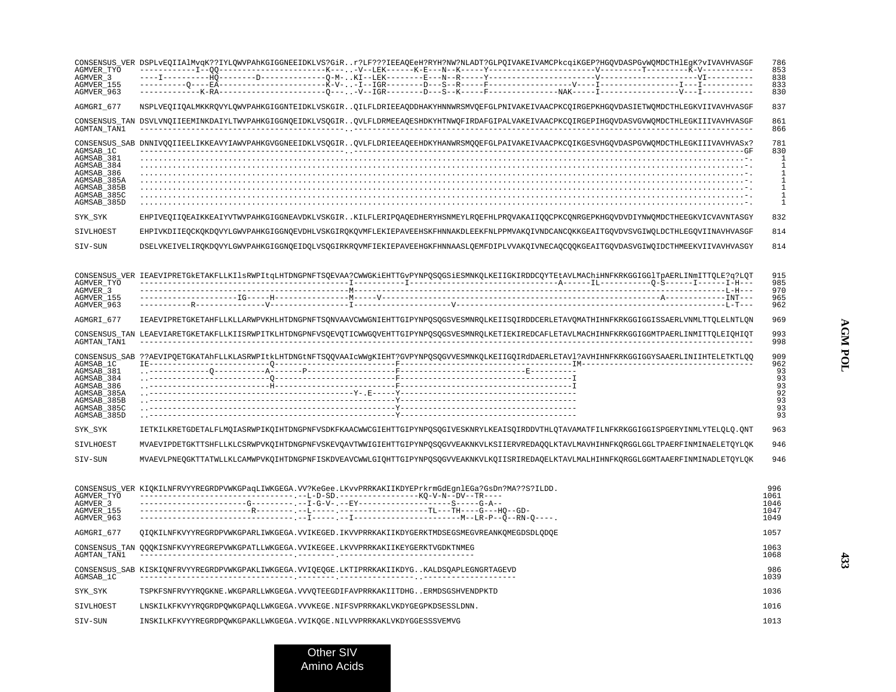```
CONSENSUS_VER DSPLvEQIIAlMvqK??IYLQWVPAhKGIGGNEEIDKLVS?GiR..r?LF???IEEAQEeH?RYH?NW?NLADT?GLPQIVAKEIVAMCPkcqiKGEP?HGQVDASPGvWQMDCTHlEgK?vIVAVHVASGF   786
AGMVER_TYO    ------------I--QQ-----------------------K---..-V--LEK------K-E---N--K-----Y-----------------------V---------T---------K-V----------   853
AGMVER_3      ----I----------HQ--------D--------------Q-M-..KI--LEK--------E---N--R-----Y-----------------------V---------------------VI----------   838
AGMVER_155    ----------Q----EA-----------------------K-V-..-I--IGR--------D---S--R-----F------------------V----I-----------------I---I----------   833
AGMVER_963    -------------K-RA-----------------------Q---..-V--IGR--------D---S--K-----F---------------NAK-----I-----------------V---I----------   830

AGMGRI_677    NSPLVEQIIQALMKKRQVYLQWVPAHKGIGGNTEIDKLVSKGIR..QILFLDRIEEAQDDHAKYHNNWRSMVQEFGLPNIVAKEIVAACPKCQIRGEPKHGQVDASIETWQMDCTHLEGKVIIVAVHVASGF   837

CONSENSUS_TAN DSVLVNQIIEEMINKDAIYLTWVPAHKGIGGNQEIDKLVSQGIR..QVLFLDRMEEAQSHDKYHTNWQFIRDAFGIPALVAKEIVAACPKCQIRGEPIHGQVDASVGVWQMDCTHLEGKIIIVAVHVASGF   861
AGMTAN_TAN1   --------------------------------------------..--------------------------------------------------------------------------------------   866

CONSENSUS_SAB DNNIVQQIIEELIKKEAVYIAWVPAHKGVGGNEEIDKLVSQGIR..QVLFLDRIEEAQEEHDKYHANWRSMQQEFGLPAIVAKEIVAACPKCQIKGESVHGQVDASPGVWQMDCTHLEGKIIIVAVHVASx?   781
AGMSAB_1C     --------------------------------------------..------------------------------------------------------------------------------------GF   830
AGMSAB_381    ...................................................................................................................................-.     1
AGMSAB_384    ...................................................................................................................................-.     1
AGMSAB_386    ...................................................................................................................................-.     1
AGMSAB_385A   ...................................................................................................................................-.     1
AGMSAB_385B   ...................................................................................................................................-.     1
AGMSAB_385C   ...................................................................................................................................-.     1
AGMSAB_385D   ...................................................................................................................................-.     1

SYK_SYK       EHPIVEQIIQEAIKKEAIYVTWVPAHKGIGGNEAVDKLVSKGIR..KILFLERIPQAQEDHERYHSNMEYLRQEFHLPRQVAKAIIQQCPKCQNRGEPKHGQVDVDIYNWQMDCTHEEGKVICVAVNTASGY   832

SIVLHOEST     EHPIVKDIIEQCKQKDQVYLGWVPAHKGIGGNQEVDHLVSKGIRQKQVMFLEKIEPAVEEHSKFHNNAKDLEEKFNLPPMVAKQIVNDCANCQKKGEAITGQVDVSVGIWQLDCTHLEGQVIINAVHVASGF   814

SIV-SUN       DSELVKEIVELIRQKDQVYLGWVPAHKGIGGNQEIDQLVSQGIRKRQVMFIEKIEPAVEEHGKFHNNAASLQEMFDIPLVVAKQIVNECAQCQQKGEAITGQVDASVGIWQIDCTHMEEKVIIVAVHVASGY   814


CONSENSUS_VER IEAEVIPRETGkETAKFLLKIlsRWPItqLHTDNGPNFTSQEVAA?CWWGKiEHTTGvPYNPQSQGSiESMNKQLKEIIGKIRDDCQYTEtAVLMAChiHNFKRKGGIGGlTpAERLINmITTQLE?q?LQT   915
AGMVER_TYO    ---------------------------------------------I-----------I--------------------------------A------IL-----------Q-S------I------I-H---   985
AGMVER_3      ---------------------------------------------M---------------------------------------------------------------------------------L-H---   970
AGMVER_155    ---------------------IG-----H----------------M-----V-----------------------------------------------------------A-------------INT---   965
AGMVER_963    -----------R---------------V-----------------I---------------------V-------------------------------------------------------------L-T---   962

AGMGRI_677    IEAEVIPRETGKETAHFLLKLLARWPVKHLHTDNGPNFTSQNVAAVCWWGNIEHTTGIPYNPQSQGSVESMNRQLKEIISQIRDDCERLETAVQMATHIHNFKRKGGIGGISSAERLVNMLTTQLELNTLQN   969

CONSENSUS_TAN LEAEVIARETGKETAKFLLKIISRWPITKLHTDNGPNFVSQEVQTICWWGQVEHTTGIPYNPQSQGSVESMNRQLKETIEKIREDCAFLETAVLMACHIHNFKRKGGIGGMTPAERLINMITTQLEIQHIQT   993
AGMTAN_TAN1   --------------------------------------------------------------------------------------------------------------------------------------   998

CONSENSUS_SAB ??AEVIPQETGKATAhFLLKLASRWPItkLHTDNGtNFTSQQVAAIcWWgKIEHT?GVPYNPQSQGVVESMNKQLKEIIGQIRdDAERLETAVl?AVHIHNFKRKGGIGGYSAAERLINIIHTELETKTLQQ   909
AGMSAB_1C     IE-------------------------Q---------------------------F-------------------------------------IM----------------------------------------   962
AGMSAB_381    ..-------------Q-----------A-------P-------------------F---------------------------E----------     93
AGMSAB_384    ..-------------------------Q---------------------------F------------------------------------I     93
AGMSAB_386    ..-------------------------H---------------------------F------------------------------------I     93
AGMSAB_385A   ..--------------------------------------------Y-.E-----Y-------------------------------------     92
AGMSAB_385B   ..-----------------------------------------------------Y-------------------------------------     93
AGMSAB_385C   ..-----------------------------------------------------Y-------------------------------------     93
AGMSAB_385D   ..-----------------------------------------------------Y-------------------------------------     93

SYK_SYK       IETKILKRETGDETALFLMQIASRWPIKQIHTDNGPNFVSDKFKAACWWCGIEHTTGIPYNPQSQGIVESKNRYLKEAISQIRDDVTHLQTAVAMATFILNFKRKGGIGGISPGERYINMLYTELQLQ.QNT   963

SIVLHOEST     MVAEVIPDETGKTTSHFLLKLCSRWPVKQIHTDNGPNFVSKEVQAVTWWIGIEHTTGIPYNPQSQGVVEAKNKVLKSIIERVREDAQQLKTAVLMAVHIHNFKQRGGLGGLTPAERFINMINAELETQYLQK   946

SIV-SUN       MVAEVLPNEQGKTTATWLLKLCAMWPVKQIHTDNGPNFISKDVEAVCWLGIQHTTGIPYNPQSQGVVEAKNKVLKQIISRIREDAQELKTAVLMALHIHNFKQRGGLGGMTAAERFINMINADLETQYLQK   946


CONSENSUS_VER KIQKILNFRVYYREGRDPVWKGPaqLIWKGEGA.VV?KeGee.LKvvPRRKAKIIKDYEPrkrmGdEgnlEGa?GsDn?MA??S?ILDD.                                        996
AGMVER_TYO    ---------------------------------.--L-D-SD.-----------------KQ-V-N--DV--TR----                                                    1061
AGMVER_3      -----------------------G---------.--I-G-V-.--EY--------------------S-----G-A--                                                    1046
AGMVER_155    ------------------------R--------.--L-----.-------------------TL---TH----G---HQ--GD-                                              1047
AGMVER_963    ---------------------------------.--I-----.--I----------------------M--LR-P--Q--RN-Q----.                                         1049

AGMGRI_677    QIKQILNFKVYYREGRDPVWKGPARLIWKGEGA.VVIKEGED.IKVVPRRKAKIIKDYGERKTMDSEGSMEGVREANKQMEGDSDLQDQE                                         1057

CONSENSUS_TAN QQQKISNFKVYYREGREPVWKGPATLLWKGEGA.VVIKEGEE.LKVVPRRKAKIIKEYGERKTVGDKTNMEG                                                          1063
AGMTAN_TAN1   ---------------------------------.--------.-----------------------------                                                          1068

CONSENSUS_SAB KISKIQNFRVYYREGRDPVWKGPAKLIWKGEGA.VVIQEQGE.LKTIPRRKAKIIKDYG..KALDSQAPLEGNGRTAGEVD                                                  986
AGMSAB_1C     ---------------------------------.--------.----------------..-------------------                                                  1039

SYK_SYK       TSPKFSNFRVYYRQGKNE.WKGPARLLWKGEGA.VVVQTEEGDIFAVPRRKAKIITDHG..ERMDSGSHVENDPKTD                                                      1036

SIVLHOEST     LNSKILKFKVYYRQGRDPQWKGPAQLLWKGEGA.VVVKEGE.NIFSVPRRKAKLVKDYGEGPKDSESSLDNN.                                                          1016

SIV-SUN       INSKILKFKVYYREGRDPQWKGPAKLLWKGEGA.VVIKQGE.NILVVPRRKAKLVKDYGGESSSVEMVG                                                              1013
```